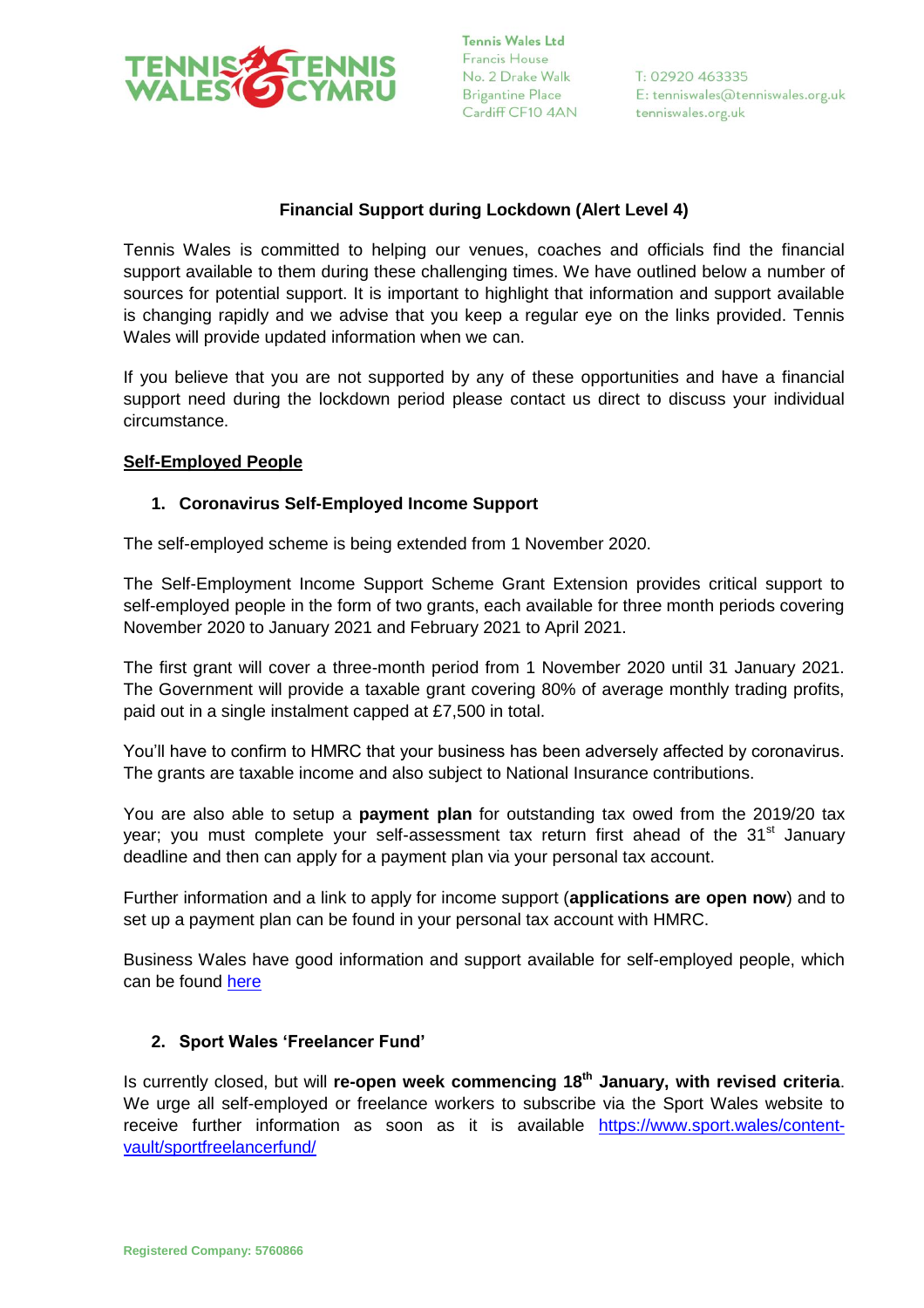Tennis Wales Ltd
Francis House
No. 2 Drake Walk
Brigantine Place
Cardiff CF10 4AN

T: 02920 463335
E: tenniswales@tenniswales.org.uk
tenniswales.org.uk

## Financial Support during Lockdown (Alert Level 4)

Tennis Wales is committed to helping our venues, coaches and officials find the financial support available to them during these challenging times. We have outlined below a number of sources for potential support. It is important to highlight that information and support available is changing rapidly and we advise that you keep a regular eye on the links provided. Tennis Wales will provide updated information when we can.

If you believe that you are not supported by any of these opportunities and have a financial support need during the lockdown period please contact us direct to discuss your individual circumstance.

### Self-Employed People

#### 1. Coronavirus Self-Employed Income Support

The self-employed scheme is being extended from 1 November 2020.

The Self-Employment Income Support Scheme Grant Extension provides critical support to self-employed people in the form of two grants, each available for three month periods covering November 2020 to January 2021 and February 2021 to April 2021.

The first grant will cover a three-month period from 1 November 2020 until 31 January 2021. The Government will provide a taxable grant covering 80% of average monthly trading profits, paid out in a single instalment capped at £7,500 in total.

You'll have to confirm to HMRC that your business has been adversely affected by coronavirus. The grants are taxable income and also subject to National Insurance contributions.

You are also able to setup a **payment plan** for outstanding tax owed from the 2019/20 tax year; you must complete your self-assessment tax return first ahead of the 31st January deadline and then can apply for a payment plan via your personal tax account.

Further information and a link to apply for income support (**applications are open now**) and to set up a payment plan can be found in your personal tax account with HMRC.

Business Wales have good information and support available for self-employed people, which can be found here

#### 2. Sport Wales 'Freelancer Fund'

Is currently closed, but will **re-open week commencing 18th January, with revised criteria**. We urge all self-employed or freelance workers to subscribe via the Sport Wales website to receive further information as soon as it is available https://www.sport.wales/content-vault/sportfreelancerfund/

Registered Company: 5760866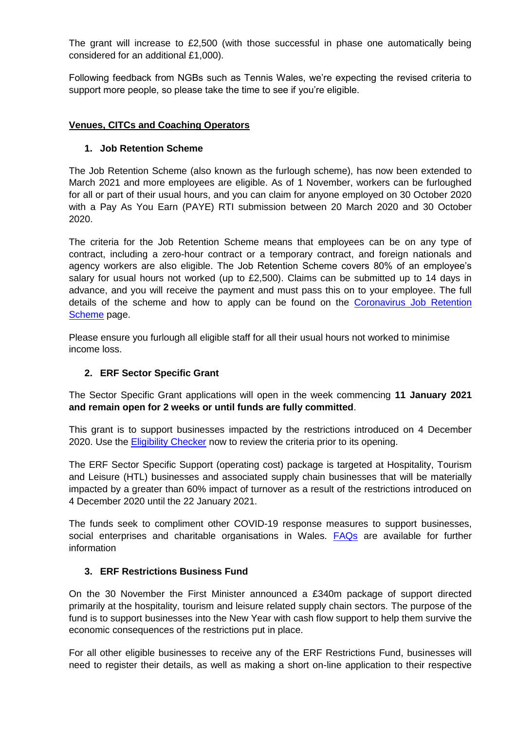The grant will increase to £2,500 (with those successful in phase one automatically being considered for an additional £1,000).

Following feedback from NGBs such as Tennis Wales, we're expecting the revised criteria to support more people, so please take the time to see if you're eligible.

**Venues, CITCs and Coaching Operators**

1. **Job Retention Scheme**

The Job Retention Scheme (also known as the furlough scheme), has now been extended to March 2021 and more employees are eligible. As of 1 November, workers can be furloughed for all or part of their usual hours, and you can claim for anyone employed on 30 October 2020 with a Pay As You Earn (PAYE) RTI submission between 20 March 2020 and 30 October 2020.

The criteria for the Job Retention Scheme means that employees can be on any type of contract, including a zero-hour contract or a temporary contract, and foreign nationals and agency workers are also eligible. The Job Retention Scheme covers 80% of an employee's salary for usual hours not worked (up to £2,500). Claims can be submitted up to 14 days in advance, and you will receive the payment and must pass this on to your employee. The full details of the scheme and how to apply can be found on the Coronavirus Job Retention Scheme page.

Please ensure you furlough all eligible staff for all their usual hours not worked to minimise income loss.

2. **ERF Sector Specific Grant**

The Sector Specific Grant applications will open in the week commencing **11 January 2021 and remain open for 2 weeks or until funds are fully committed**.

This grant is to support businesses impacted by the restrictions introduced on 4 December 2020. Use the Eligibility Checker now to review the criteria prior to its opening.

The ERF Sector Specific Support (operating cost) package is targeted at Hospitality, Tourism and Leisure (HTL) businesses and associated supply chain businesses that will be materially impacted by a greater than 60% impact of turnover as a result of the restrictions introduced on 4 December 2020 until the 22 January 2021.

The funds seek to compliment other COVID-19 response measures to support businesses, social enterprises and charitable organisations in Wales. FAQs are available for further information

3. **ERF Restrictions Business Fund**

On the 30 November the First Minister announced a £340m package of support directed primarily at the hospitality, tourism and leisure related supply chain sectors. The purpose of the fund is to support businesses into the New Year with cash flow support to help them survive the economic consequences of the restrictions put in place.

For all other eligible businesses to receive any of the ERF Restrictions Fund, businesses will need to register their details, as well as making a short on-line application to their respective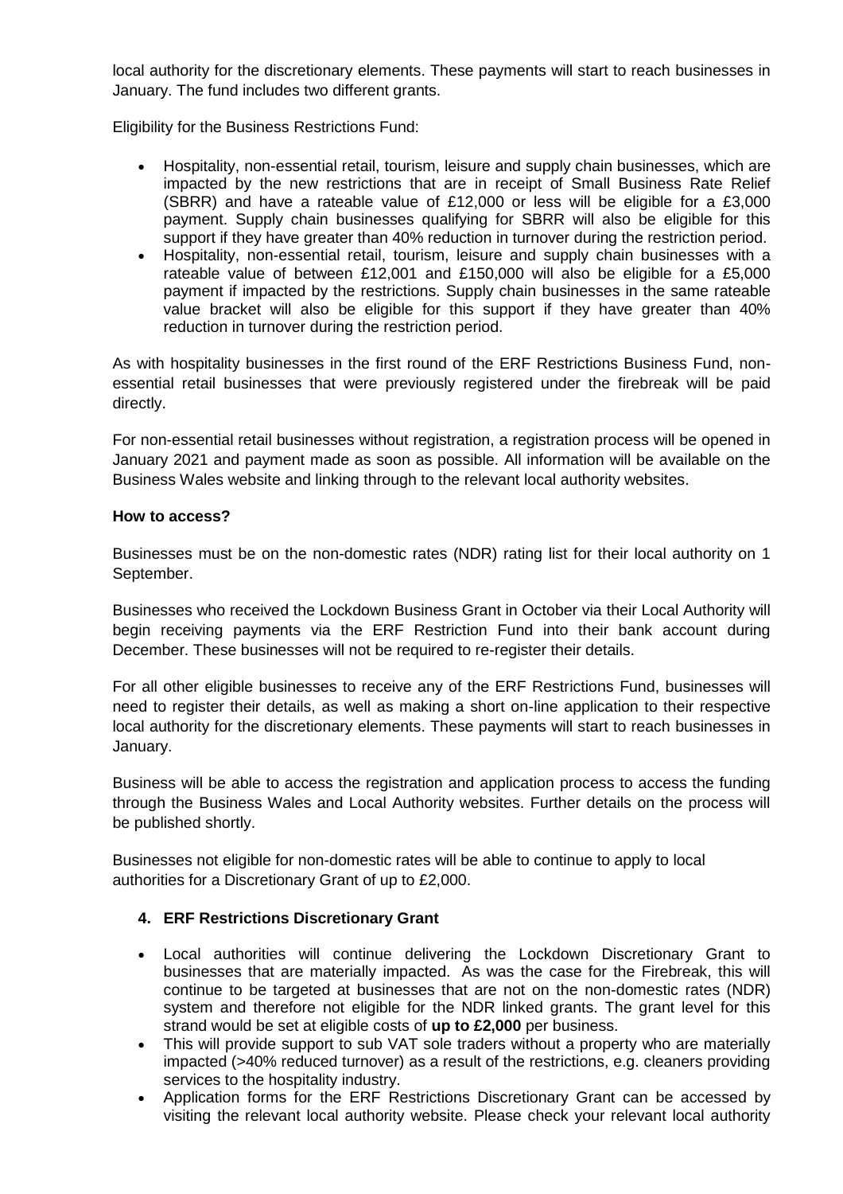local authority for the discretionary elements. These payments will start to reach businesses in January. The fund includes two different grants.

Eligibility for the Business Restrictions Fund:

- Hospitality, non-essential retail, tourism, leisure and supply chain businesses, which are impacted by the new restrictions that are in receipt of Small Business Rate Relief (SBRR) and have a rateable value of £12,000 or less will be eligible for a £3,000 payment. Supply chain businesses qualifying for SBRR will also be eligible for this support if they have greater than 40% reduction in turnover during the restriction period.
- Hospitality, non-essential retail, tourism, leisure and supply chain businesses with a rateable value of between £12,001 and £150,000 will also be eligible for a £5,000 payment if impacted by the restrictions. Supply chain businesses in the same rateable value bracket will also be eligible for this support if they have greater than 40% reduction in turnover during the restriction period.

As with hospitality businesses in the first round of the ERF Restrictions Business Fund, non-essential retail businesses that were previously registered under the firebreak will be paid directly.

For non-essential retail businesses without registration, a registration process will be opened in January 2021 and payment made as soon as possible. All information will be available on the Business Wales website and linking through to the relevant local authority websites.

**How to access?**

Businesses must be on the non-domestic rates (NDR) rating list for their local authority on 1 September.

Businesses who received the Lockdown Business Grant in October via their Local Authority will begin receiving payments via the ERF Restriction Fund into their bank account during December. These businesses will not be required to re-register their details.

For all other eligible businesses to receive any of the ERF Restrictions Fund, businesses will need to register their details, as well as making a short on-line application to their respective local authority for the discretionary elements. These payments will start to reach businesses in January.

Business will be able to access the registration and application process to access the funding through the Business Wales and Local Authority websites. Further details on the process will be published shortly.

Businesses not eligible for non-domestic rates will be able to continue to apply to local authorities for a Discretionary Grant of up to £2,000.

### 4. ERF Restrictions Discretionary Grant

- Local authorities will continue delivering the Lockdown Discretionary Grant to businesses that are materially impacted. As was the case for the Firebreak, this will continue to be targeted at businesses that are not on the non-domestic rates (NDR) system and therefore not eligible for the NDR linked grants. The grant level for this strand would be set at eligible costs of **up to £2,000** per business.
- This will provide support to sub VAT sole traders without a property who are materially impacted (>40% reduced turnover) as a result of the restrictions, e.g. cleaners providing services to the hospitality industry.
- Application forms for the ERF Restrictions Discretionary Grant can be accessed by visiting the relevant local authority website. Please check your relevant local authority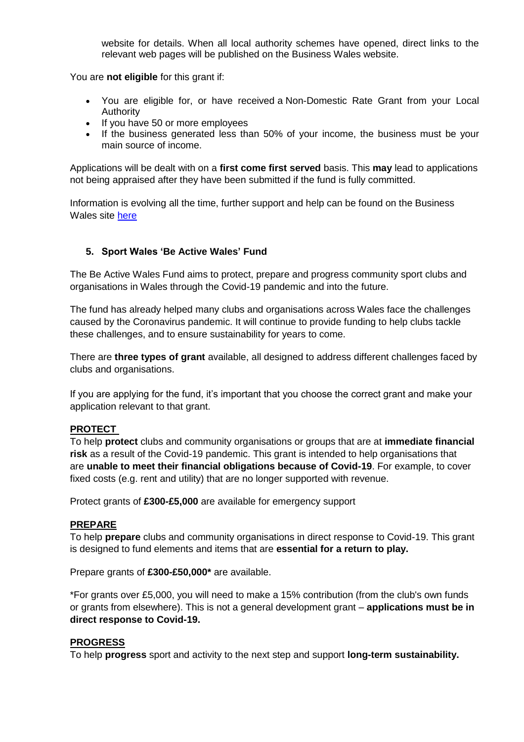website for details. When all local authority schemes have opened, direct links to the relevant web pages will be published on the Business Wales website.

You are **not eligible** for this grant if:

- You are eligible for, or have received a Non-Domestic Rate Grant from your Local Authority
- If you have 50 or more employees
- If the business generated less than 50% of your income, the business must be your main source of income.

Applications will be dealt with on a **first come first served** basis. This **may** lead to applications not being appraised after they have been submitted if the fund is fully committed.

Information is evolving all the time, further support and help can be found on the Business Wales site [here](here)

### 5. Sport Wales 'Be Active Wales' Fund

The Be Active Wales Fund aims to protect, prepare and progress community sport clubs and organisations in Wales through the Covid-19 pandemic and into the future.

The fund has already helped many clubs and organisations across Wales face the challenges caused by the Coronavirus pandemic. It will continue to provide funding to help clubs tackle these challenges, and to ensure sustainability for years to come.

There are **three types of grant** available, all designed to address different challenges faced by clubs and organisations.

If you are applying for the fund, it's important that you choose the correct grant and make your application relevant to that grant.

**PROTECT**

To help **protect** clubs and community organisations or groups that are at **immediate financial risk** as a result of the Covid-19 pandemic. This grant is intended to help organisations that are **unable to meet their financial obligations because of Covid-19**. For example, to cover fixed costs (e.g. rent and utility) that are no longer supported with revenue.

Protect grants of **£300-£5,000** are available for emergency support

**PREPARE**

To help **prepare** clubs and community organisations in direct response to Covid-19. This grant is designed to fund elements and items that are **essential for a return to play.**

Prepare grants of **£300-£50,000*** are available.

*For grants over £5,000, you will need to make a 15% contribution (from the club's own funds or grants from elsewhere). This is not a general development grant – **applications must be in direct response to Covid-19.**

**PROGRESS**

To help **progress** sport and activity to the next step and support **long-term sustainability.**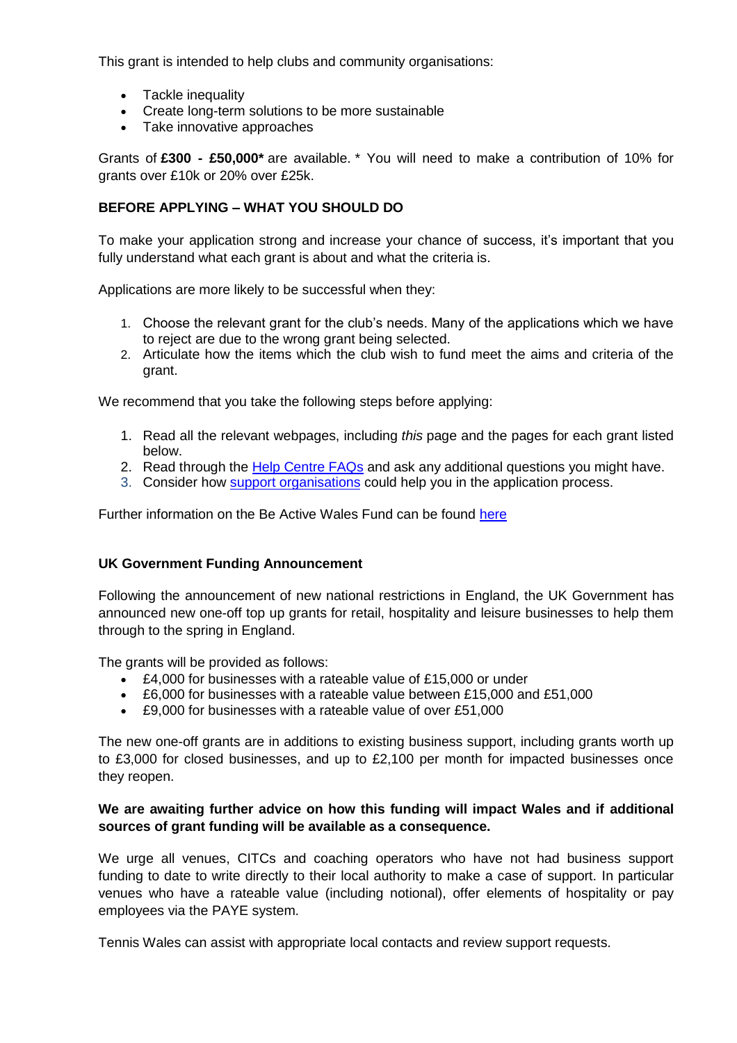This grant is intended to help clubs and community organisations:

- Tackle inequality
- Create long-term solutions to be more sustainable
- Take innovative approaches

Grants of **£300 - £50,000*** are available. * You will need to make a contribution of 10% for grants over £10k or 20% over £25k.

**BEFORE APPLYING – WHAT YOU SHOULD DO**

To make your application strong and increase your chance of success, it's important that you fully understand what each grant is about and what the criteria is.

Applications are more likely to be successful when they:

1. Choose the relevant grant for the club's needs. Many of the applications which we have to reject are due to the wrong grant being selected.
2. Articulate how the items which the club wish to fund meet the aims and criteria of the grant.

We recommend that you take the following steps before applying:

1. Read all the relevant webpages, including *this* page and the pages for each grant listed below.
2. Read through the Help Centre FAQs and ask any additional questions you might have.
3. Consider how support organisations could help you in the application process.

Further information on the Be Active Wales Fund can be found here

**UK Government Funding Announcement**

Following the announcement of new national restrictions in England, the UK Government has announced new one-off top up grants for retail, hospitality and leisure businesses to help them through to the spring in England.

The grants will be provided as follows:

- £4,000 for businesses with a rateable value of £15,000 or under
- £6,000 for businesses with a rateable value between £15,000 and £51,000
- £9,000 for businesses with a rateable value of over £51,000

The new one-off grants are in additions to existing business support, including grants worth up to £3,000 for closed businesses, and up to £2,100 per month for impacted businesses once they reopen.

**We are awaiting further advice on how this funding will impact Wales and if additional sources of grant funding will be available as a consequence.**

We urge all venues, CITCs and coaching operators who have not had business support funding to date to write directly to their local authority to make a case of support. In particular venues who have a rateable value (including notional), offer elements of hospitality or pay employees via the PAYE system.

Tennis Wales can assist with appropriate local contacts and review support requests.